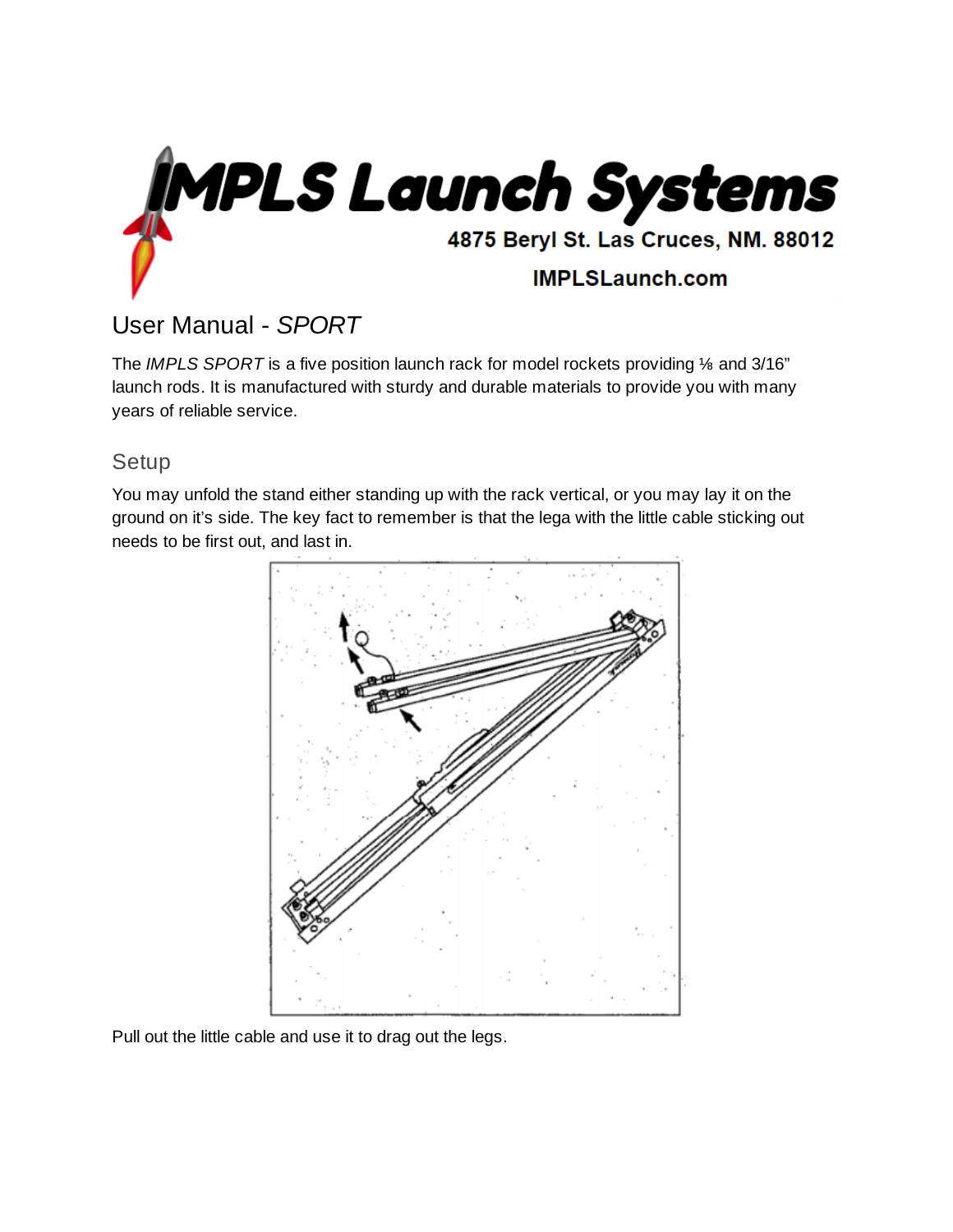# IMPLS Launch Systems

**4875 Beryl St. Las Cruces, NM. 88012**

**IMPLSLaunch.com**

## User Manual - *SPORT*

The *IMPLS SPORT* is a five position launch rack for model rockets providing ⅛ and 3/16" launch rods. It is manufactured with sturdy and durable materials to provide you with many years of reliable service.

### Setup

You may unfold the stand either standing up with the rack vertical, or you may lay it on the ground on it's side. The key fact to remember is that the lega with the little cable sticking out needs to be first out, and last in.

Pull out the little cable and use it to drag out the legs.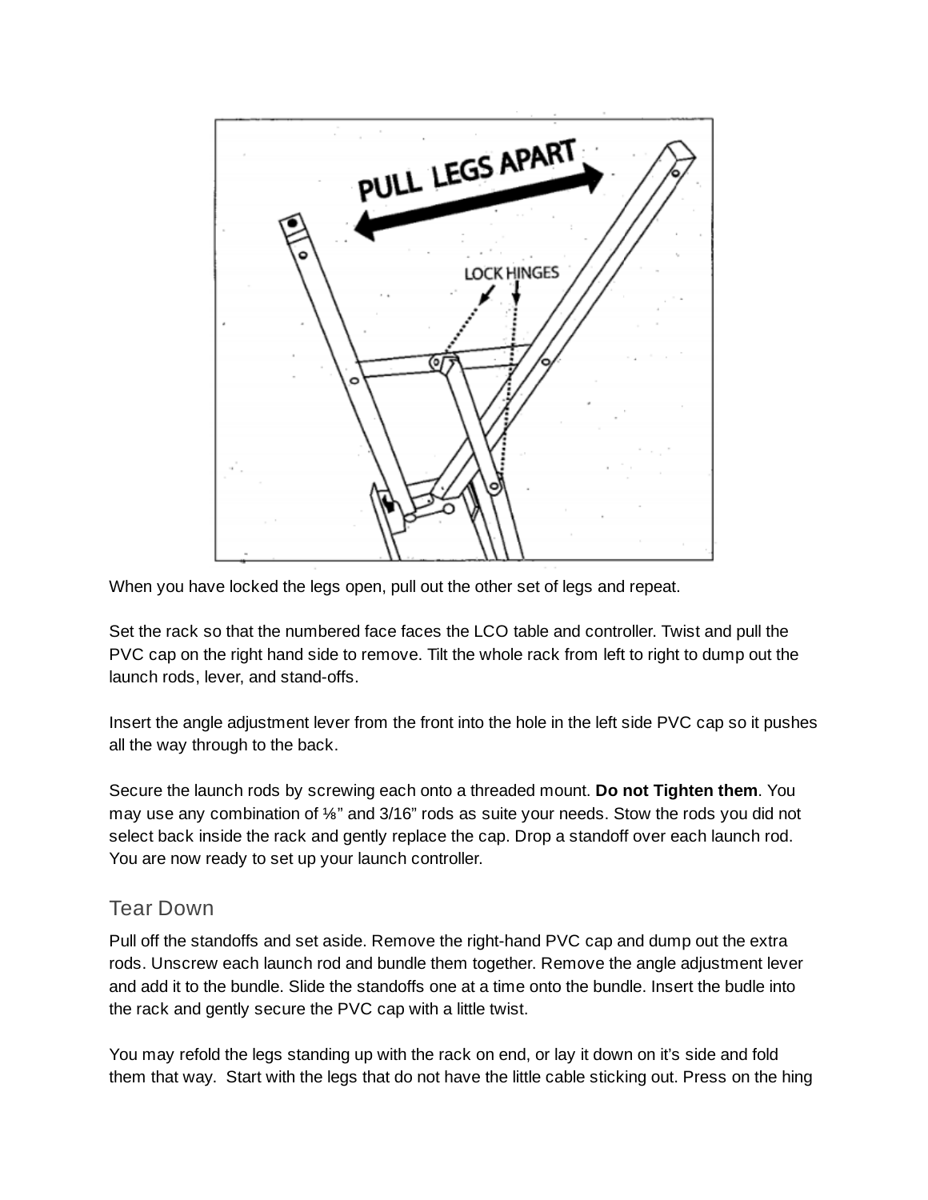When you have locked the legs open, pull out the other set of legs and repeat.

Set the rack so that the numbered face faces the LCO table and controller. Twist and pull the PVC cap on the right hand side to remove. Tilt the whole rack from left to right to dump out the launch rods, lever, and stand-offs.

Insert the angle adjustment lever from the front into the hole in the left side PVC cap so it pushes all the way through to the back.

Secure the launch rods by screwing each onto a threaded mount. **Do not Tighten them**. You may use any combination of ⅛" and 3/16" rods as suite your needs. Stow the rods you did not select back inside the rack and gently replace the cap. Drop a standoff over each launch rod. You are now ready to set up your launch controller.

## Tear Down

Pull off the standoffs and set aside. Remove the right-hand PVC cap and dump out the extra rods. Unscrew each launch rod and bundle them together. Remove the angle adjustment lever and add it to the bundle. Slide the standoffs one at a time onto the bundle. Insert the budle into the rack and gently secure the PVC cap with a little twist.

You may refold the legs standing up with the rack on end, or lay it down on it's side and fold them that way. Start with the legs that do not have the little cable sticking out. Press on the hing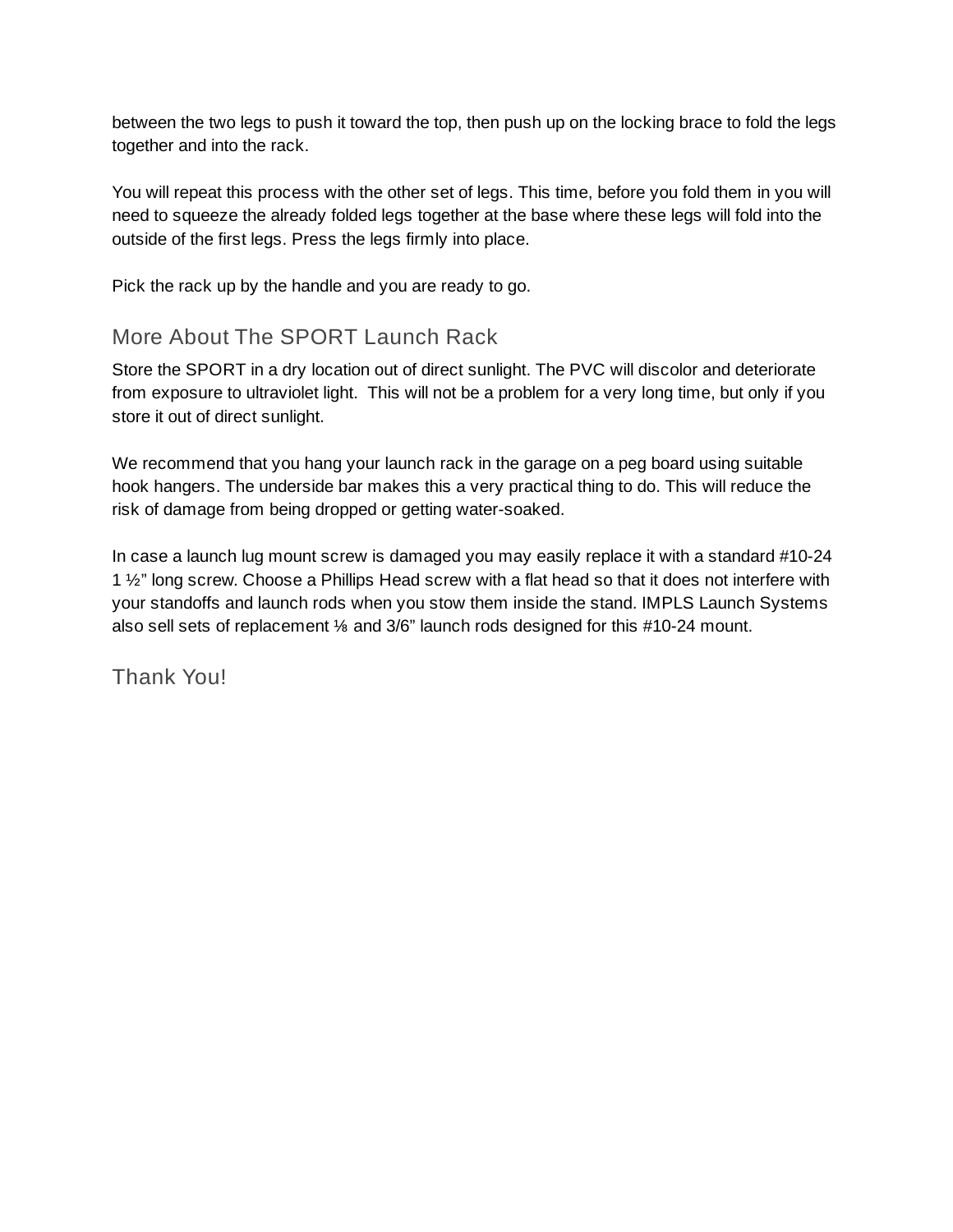between the two legs to push it toward the top, then push up on the locking brace to fold the legs together and into the rack.

You will repeat this process with the other set of legs. This time, before you fold them in you will need to squeeze the already folded legs together at the base where these legs will fold into the outside of the first legs. Press the legs firmly into place.

Pick the rack up by the handle and you are ready to go.

## More About The SPORT Launch Rack

Store the SPORT in a dry location out of direct sunlight. The PVC will discolor and deteriorate from exposure to ultraviolet light.  This will not be a problem for a very long time, but only if you store it out of direct sunlight.

We recommend that you hang your launch rack in the garage on a peg board using suitable hook hangers. The underside bar makes this a very practical thing to do. This will reduce the risk of damage from being dropped or getting water-soaked.

In case a launch lug mount screw is damaged you may easily replace it with a standard #10-24 1 ½" long screw. Choose a Phillips Head screw with a flat head so that it does not interfere with your standoffs and launch rods when you stow them inside the stand. IMPLS Launch Systems also sell sets of replacement ⅛ and 3/6" launch rods designed for this #10-24 mount.

## Thank You!